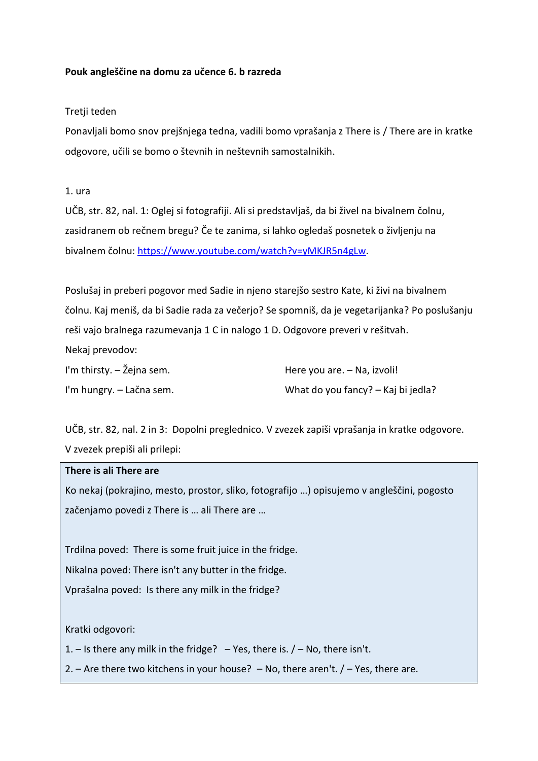**Pouk angleščine na domu za učence 6. b razreda**

Tretji teden

Ponavljali bomo snov prejšnjega tedna, vadili bomo vprašanja z There is / There are in kratke odgovore, učili se bomo o števnih in neštevnih samostalnikih.

1. ura

UČB, str. 82, nal. 1: Oglej si fotografiji. Ali si predstavljaš, da bi živel na bivalnem čolnu, zasidranem ob rečnem bregu? Če te zanima, si lahko ogledaš posnetek o življenju na bivalnem čolnu: https://www.youtube.com/watch?v=yMKJR5n4gLw.

Poslušaj in preberi pogovor med Sadie in njeno starejšo sestro Kate, ki živi na bivalnem čolnu. Kaj meniš, da bi Sadie rada za večerjo? Se spomniš, da je vegetarijanka? Po poslušanju reši vajo bralnega razumevanja 1 C in nalogo 1 D. Odgovore preveri v rešitvah.

Nekaj prevodov:

I'm thirsty. – Žejna sem.

I'm hungry. – Lačna sem.

Here you are. – Na, izvoli!

What do you fancy? – Kaj bi jedla?

UČB, str. 82, nal. 2 in 3: Dopolni preglednico. V zvezek zapiši vprašanja in kratke odgovore.

V zvezek prepiši ali prilepi:

**There is ali There are**

Ko nekaj (pokrajino, mesto, prostor, sliko, fotografijo …) opisujemo v angleščini, pogosto začenjamo povedi z There is … ali There are …

Trdilna poved: There is some fruit juice in the fridge.

Nikalna poved: There isn't any butter in the fridge.

Vprašalna poved: Is there any milk in the fridge?

Kratki odgovori:

1. – Is there any milk in the fridge? – Yes, there is. / – No, there isn't.
2. – Are there two kitchens in your house? – No, there aren't. / – Yes, there are.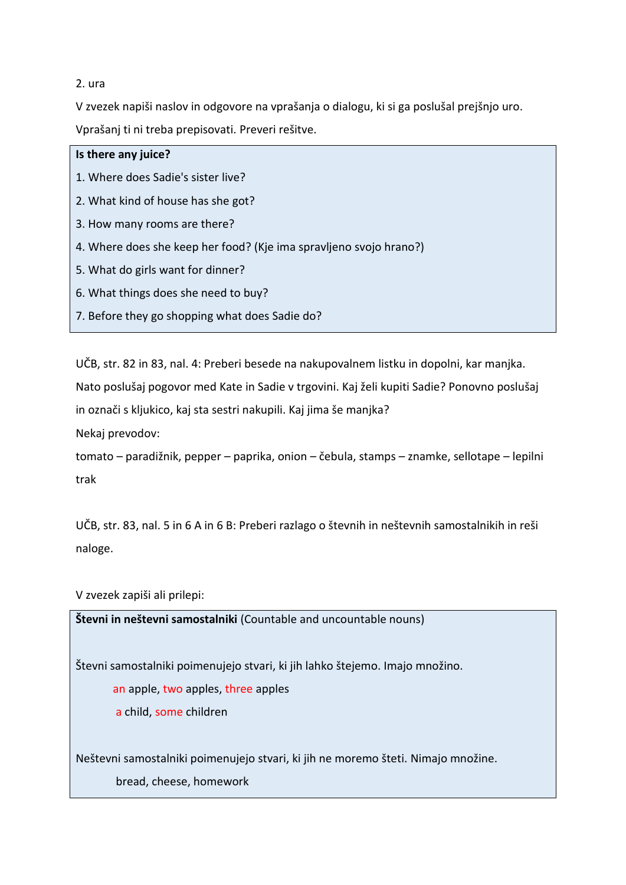2. ura

V zvezek napiši naslov in odgovore na vprašanja o dialogu, ki si ga poslušal prejšnjo uro. Vprašanj ti ni treba prepisovati. Preveri rešitve.

**Is there any juice?**

1. Where does Sadie's sister live?
2. What kind of house has she got?
3. How many rooms are there?
4. Where does she keep her food? (Kje ima spravljeno svojo hrano?)
5. What do girls want for dinner?
6. What things does she need to buy?
7. Before they go shopping what does Sadie do?

UČB, str. 82 in 83, nal. 4: Preberi besede na nakupovalnem listku in dopolni, kar manjka. Nato poslušaj pogovor med Kate in Sadie v trgovini. Kaj želi kupiti Sadie? Ponovno poslušaj in označi s kljukico, kaj sta sestri nakupili. Kaj jima še manjka?

Nekaj prevodov:

tomato – paradižnik, pepper – paprika, onion – čebula, stamps – znamke, sellotape – lepilni trak

UČB, str. 83, nal. 5 in 6 A in 6 B: Preberi razlago o števnih in neštevnih samostalnikih in reši naloge.

V zvezek zapiši ali prilepi:

**Števni in neštevni samostalniki** (Countable and uncountable nouns)

Števni samostalniki poimenujejo stvari, ki jih lahko štejemo. Imajo množino.

an apple, two apples, three apples

a child, some children

Neštevni samostalniki poimenujejo stvari, ki jih ne moremo šteti. Nimajo množine.

bread, cheese, homework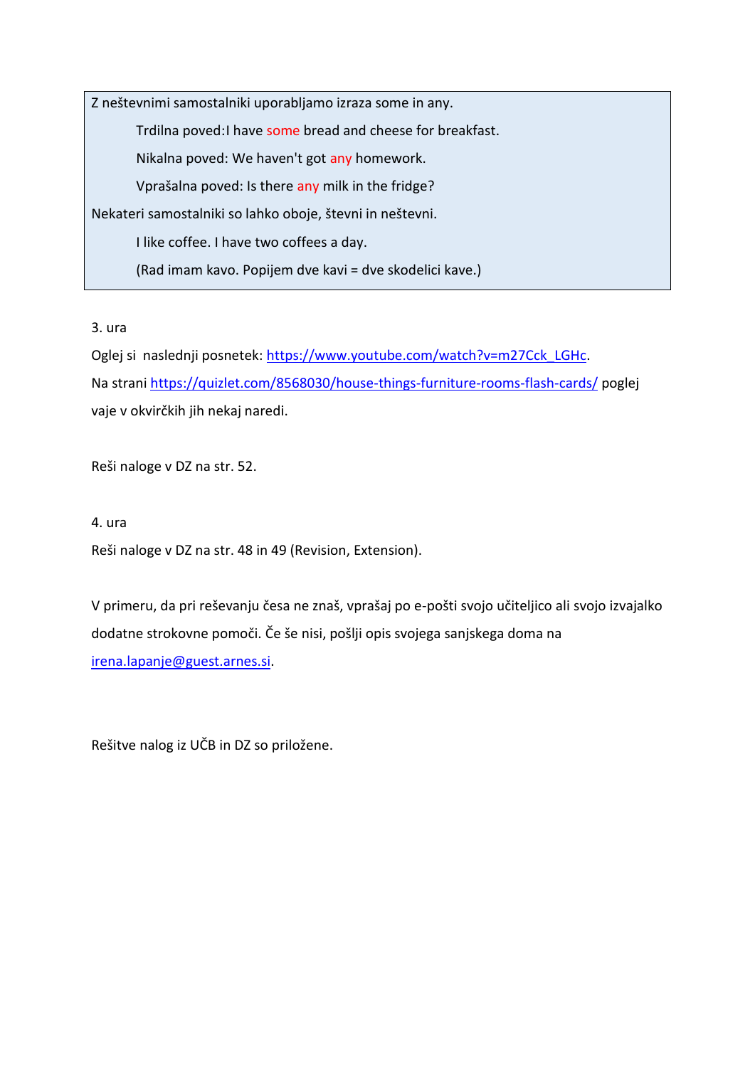Z neštevnimi samostalniki uporabljamo izraza some in any.

> Trdilna poved:I have some bread and cheese for breakfast.
>
> Nikalna poved: We haven't got any homework.
>
> Vprašalna poved: Is there any milk in the fridge?

Nekateri samostalniki so lahko oboje, števni in neštevni.

> I like coffee. I have two coffees a day.
>
> (Rad imam kavo. Popijem dve kavi = dve skodelici kave.)

3. ura

Oglej si naslednji posnetek: https://www.youtube.com/watch?v=m27Cck_LGHc.

Na strani https://quizlet.com/8568030/house-things-furniture-rooms-flash-cards/ poglej vaje v okvirčkih jih nekaj naredi.

Reši naloge v DZ na str. 52.

4. ura

Reši naloge v DZ na str. 48 in 49 (Revision, Extension).

V primeru, da pri reševanju česa ne znaš, vprašaj po e-pošti svojo učiteljico ali svojo izvajalko dodatne strokovne pomoči. Če še nisi, pošlji opis svojega sanjskega doma na irena.lapanje@guest.arnes.si.

Rešitve nalog iz UČB in DZ so priložene.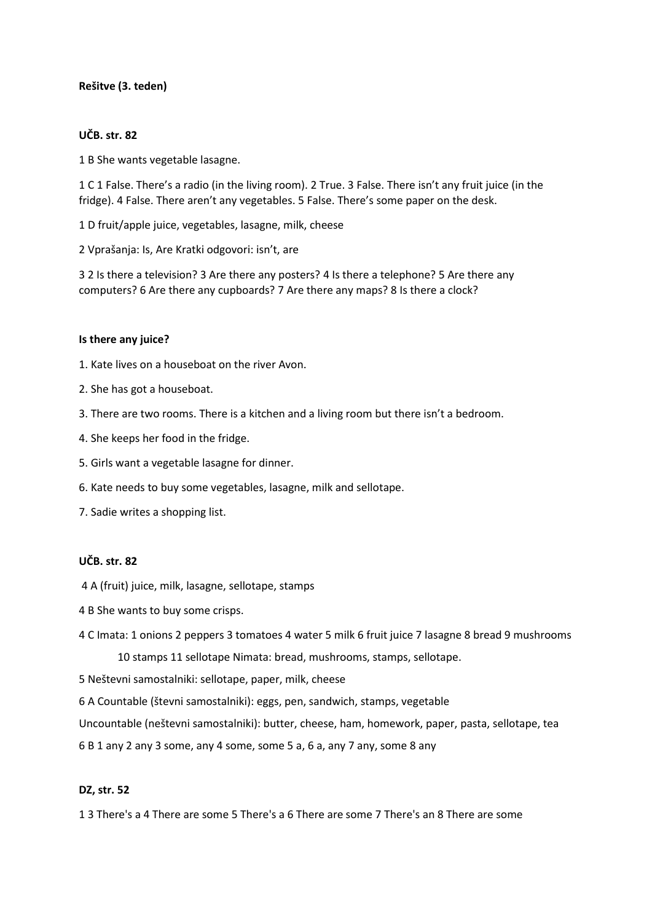**Rešitve (3. teden)**

**UČB. str. 82**

1 B She wants vegetable lasagne.

1 C 1 False. There's a radio (in the living room). 2 True. 3 False. There isn't any fruit juice (in the fridge). 4 False. There aren't any vegetables. 5 False. There's some paper on the desk.

1 D fruit/apple juice, vegetables, lasagne, milk, cheese

2 Vprašanja: Is, Are Kratki odgovori: isn't, are

3 2 Is there a television? 3 Are there any posters? 4 Is there a telephone? 5 Are there any computers? 6 Are there any cupboards? 7 Are there any maps? 8 Is there a clock?

**Is there any juice?**

1. Kate lives on a houseboat on the river Avon.
2. She has got a houseboat.
3. There are two rooms. There is a kitchen and a living room but there isn't a bedroom.
4. She keeps her food in the fridge.
5. Girls want a vegetable lasagne for dinner.
6. Kate needs to buy some vegetables, lasagne, milk and sellotape.
7. Sadie writes a shopping list.

**UČB. str. 82**

4 A (fruit) juice, milk, lasagne, sellotape, stamps

4 B She wants to buy some crisps.

4 C Imata: 1 onions 2 peppers 3 tomatoes 4 water 5 milk 6 fruit juice 7 lasagne 8 bread 9 mushrooms 10 stamps 11 sellotape Nimata: bread, mushrooms, stamps, sellotape.

5 Neštevni samostalniki: sellotape, paper, milk, cheese

6 A Countable (števni samostalniki): eggs, pen, sandwich, stamps, vegetable

Uncountable (neštevni samostalniki): butter, cheese, ham, homework, paper, pasta, sellotape, tea

6 B 1 any 2 any 3 some, any 4 some, some 5 a, 6 a, any 7 any, some 8 any

**DZ, str. 52**

1 3 There's a 4 There are some 5 There's a 6 There are some 7 There's an 8 There are some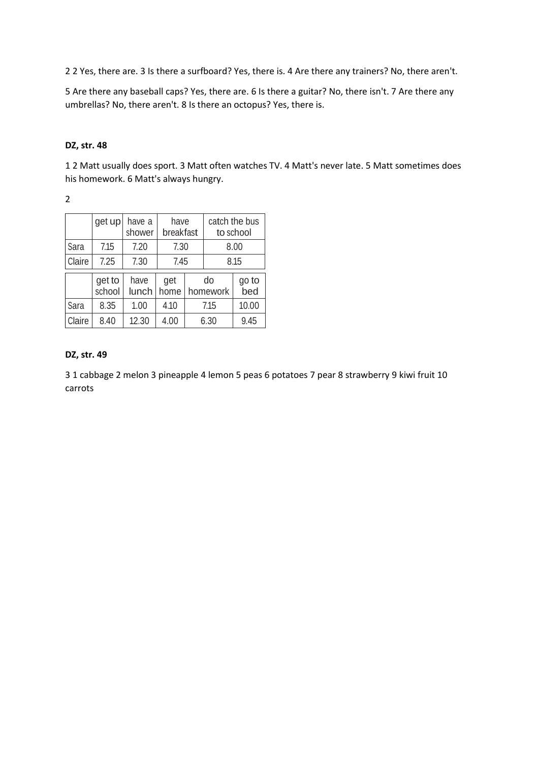2 2 Yes, there are. 3 Is there a surfboard? Yes, there is. 4 Are there any trainers? No, there aren't.

5 Are there any baseball caps? Yes, there are. 6 Is there a guitar? No, there isn't. 7 Are there any umbrellas? No, there aren't. 8 Is there an octopus? Yes, there is.

**DZ, str. 48**

1 2 Matt usually does sport. 3 Matt often watches TV. 4 Matt's never late. 5 Matt sometimes does his homework. 6 Matt's always hungry.

2

| | get up | have a shower | have breakfast | catch the bus to school |
|---|---|---|---|---|
| Sara | 7.15 | 7.20 | 7.30 | 8.00 |
| Claire | 7.25 | 7.30 | 7.45 | 8.15 |

| | get to school | have lunch | get home | do homework | go to bed |
|---|---|---|---|---|---|
| Sara | 8.35 | 1.00 | 4.10 | 7.15 | 10.00 |
| Claire | 8.40 | 12.30 | 4.00 | 6.30 | 9.45 |

**DZ, str. 49**

3 1 cabbage 2 melon 3 pineapple 4 lemon 5 peas 6 potatoes 7 pear 8 strawberry 9 kiwi fruit 10 carrots